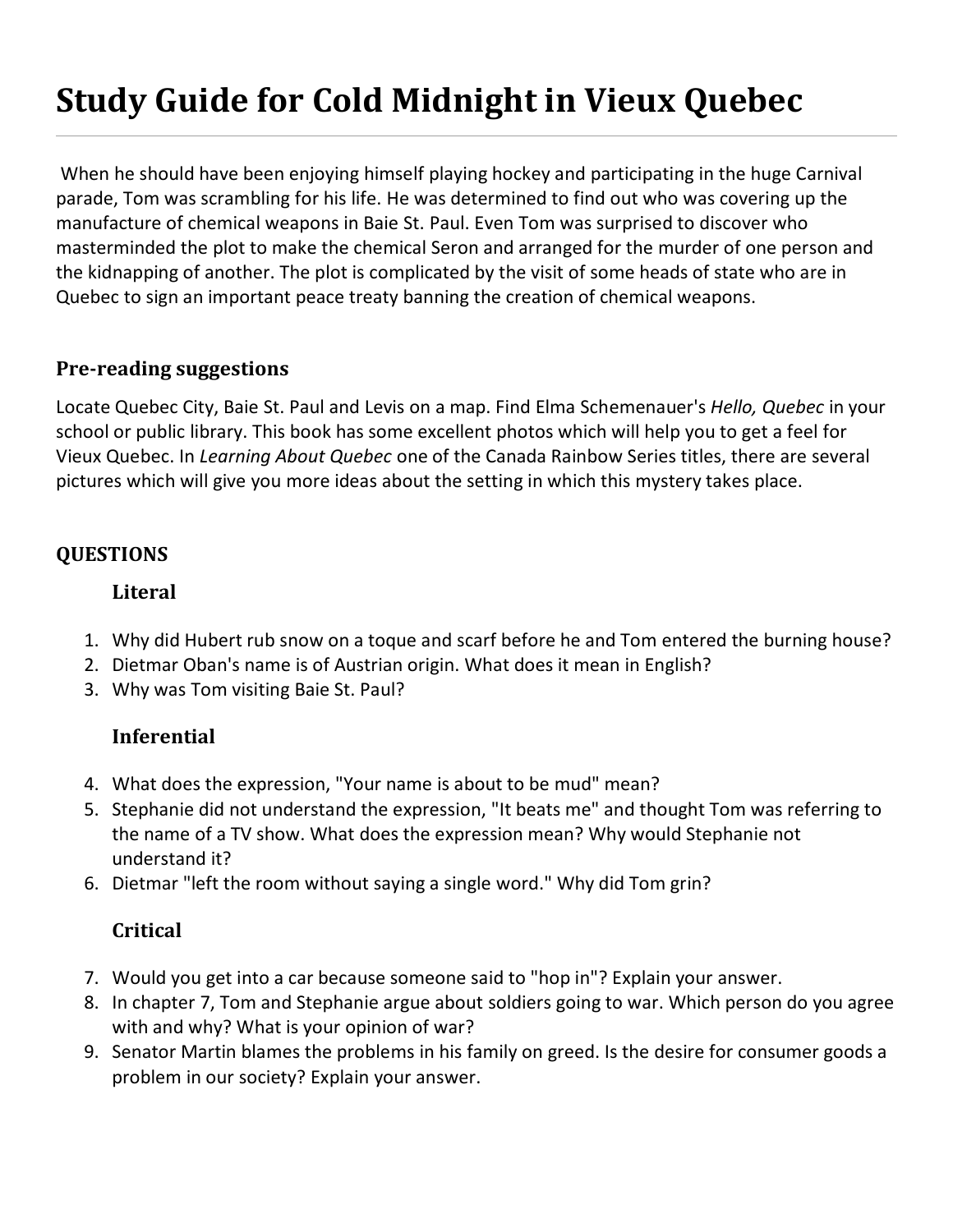# Study Guide for Cold Midnight in Vieux Quebec

When he should have been enjoying himself playing hockey and participating in the huge Carnival parade, Tom was scrambling for his life. He was determined to find out who was covering up the manufacture of chemical weapons in Baie St. Paul. Even Tom was surprised to discover who masterminded the plot to make the chemical Seron and arranged for the murder of one person and the kidnapping of another. The plot is complicated by the visit of some heads of state who are in Quebec to sign an important peace treaty banning the creation of chemical weapons.

## Pre-reading suggestions

Locate Quebec City, Baie St. Paul and Levis on a map. Find Elma Schemenauer's *Hello, Quebec* in your school or public library. This book has some excellent photos which will help you to get a feel for Vieux Quebec. In *Learning About Quebec* one of the Canada Rainbow Series titles, there are several pictures which will give you more ideas about the setting in which this mystery takes place.

## QUESTIONS

### Literal

1. Why did Hubert rub snow on a toque and scarf before he and Tom entered the burning house?
2. Dietmar Oban's name is of Austrian origin. What does it mean in English?
3. Why was Tom visiting Baie St. Paul?

### Inferential

4. What does the expression, "Your name is about to be mud" mean?
5. Stephanie did not understand the expression, "It beats me" and thought Tom was referring to the name of a TV show. What does the expression mean? Why would Stephanie not understand it?
6. Dietmar "left the room without saying a single word." Why did Tom grin?

### Critical

7. Would you get into a car because someone said to "hop in"? Explain your answer.
8. In chapter 7, Tom and Stephanie argue about soldiers going to war. Which person do you agree with and why? What is your opinion of war?
9. Senator Martin blames the problems in his family on greed. Is the desire for consumer goods a problem in our society? Explain your answer.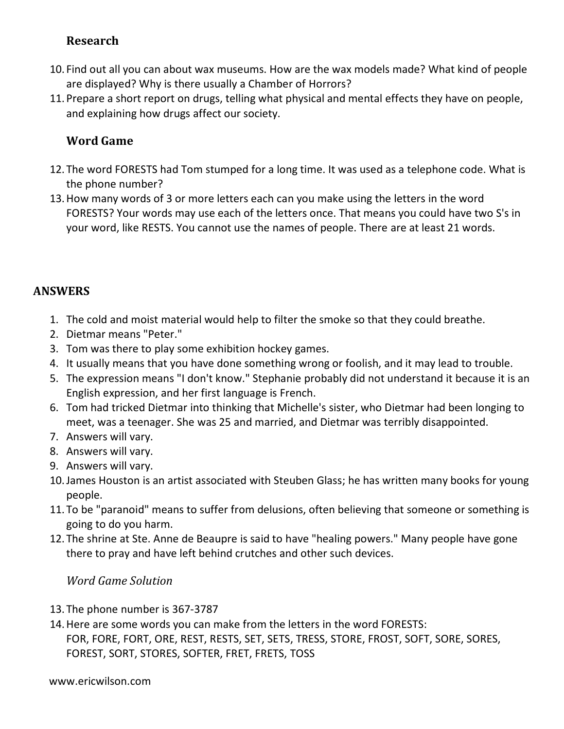### Research

10. Find out all you can about wax museums. How are the wax models made? What kind of people are displayed? Why is there usually a Chamber of Horrors?
11. Prepare a short report on drugs, telling what physical and mental effects they have on people, and explaining how drugs affect our society.

### Word Game

12. The word FORESTS had Tom stumped for a long time. It was used as a telephone code. What is the phone number?
13. How many words of 3 or more letters each can you make using the letters in the word FORESTS? Your words may use each of the letters once. That means you could have two S's in your word, like RESTS. You cannot use the names of people. There are at least 21 words.

## ANSWERS

1. The cold and moist material would help to filter the smoke so that they could breathe.
2. Dietmar means "Peter."
3. Tom was there to play some exhibition hockey games.
4. It usually means that you have done something wrong or foolish, and it may lead to trouble.
5. The expression means "I don't know." Stephanie probably did not understand it because it is an English expression, and her first language is French.
6. Tom had tricked Dietmar into thinking that Michelle's sister, who Dietmar had been longing to meet, was a teenager. She was 25 and married, and Dietmar was terribly disappointed.
7. Answers will vary.
8. Answers will vary.
9. Answers will vary.
10. James Houston is an artist associated with Steuben Glass; he has written many books for young people.
11. To be "paranoid" means to suffer from delusions, often believing that someone or something is going to do you harm.
12. The shrine at Ste. Anne de Beaupre is said to have "healing powers." Many people have gone there to pray and have left behind crutches and other such devices.

*Word Game Solution*

13. The phone number is 367-3787
14. Here are some words you can make from the letters in the word FORESTS:
    FOR, FORE, FORT, ORE, REST, RESTS, SET, SETS, TRESS, STORE, FROST, SOFT, SORE, SORES, FOREST, SORT, STORES, SOFTER, FRET, FRETS, TOSS

www.ericwilson.com